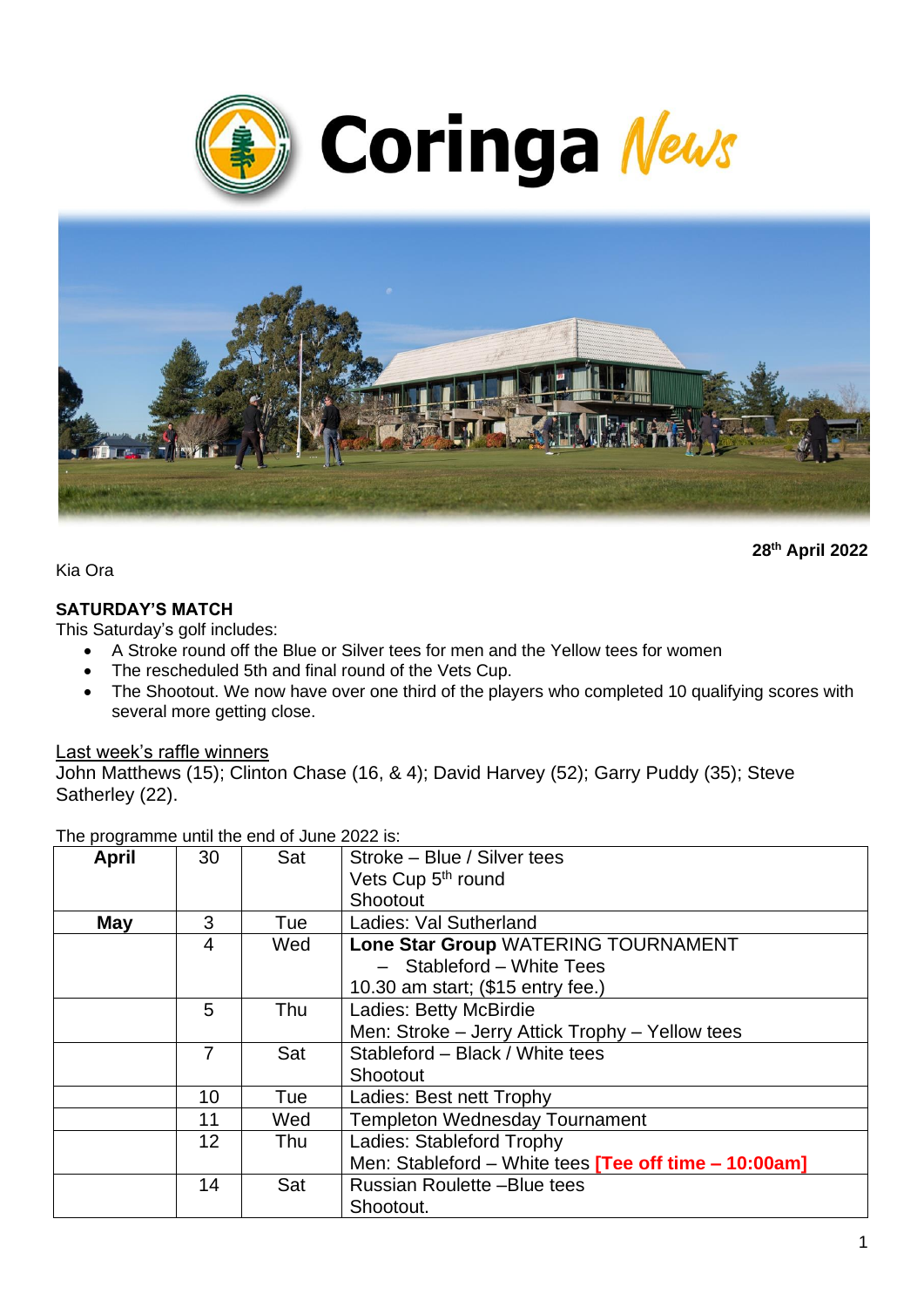# Coringa News

**28th April 2022**

Kia Ora

**SATURDAY'S MATCH**

This Saturday's golf includes:

- A Stroke round off the Blue or Silver tees for men and the Yellow tees for women
- The rescheduled 5th and final round of the Vets Cup.
- The Shootout. We now have over one third of the players who completed 10 qualifying scores with several more getting close.

Last week's raffle winners

John Matthews (15); Clinton Chase (16, & 4); David Harvey (52); Garry Puddy (35); Steve Satherley (22).

The programme until the end of June 2022 is:

| **April** | 30 | Sat | Stroke – Blue / Silver tees<br>Vets Cup 5th round<br>Shootout |
|---|---|---|---|
| **May** | 3 | Tue | Ladies: Val Sutherland |
| | 4 | Wed | **Lone Star Group** WATERING TOURNAMENT<br>– Stableford – White Tees<br>10.30 am start; ($15 entry fee.) |
| | 5 | Thu | Ladies: Betty McBirdie<br>Men: Stroke – Jerry Attick Trophy – Yellow tees |
| | 7 | Sat | Stableford – Black / White tees<br>Shootout |
| | 10 | Tue | Ladies: Best nett Trophy |
| | 11 | Wed | Templeton Wednesday Tournament |
| | 12 | Thu | Ladies: Stableford Trophy<br>Men: Stableford – White tees **[Tee off time – 10:00am]** |
| | 14 | Sat | Russian Roulette –Blue tees<br>Shootout. |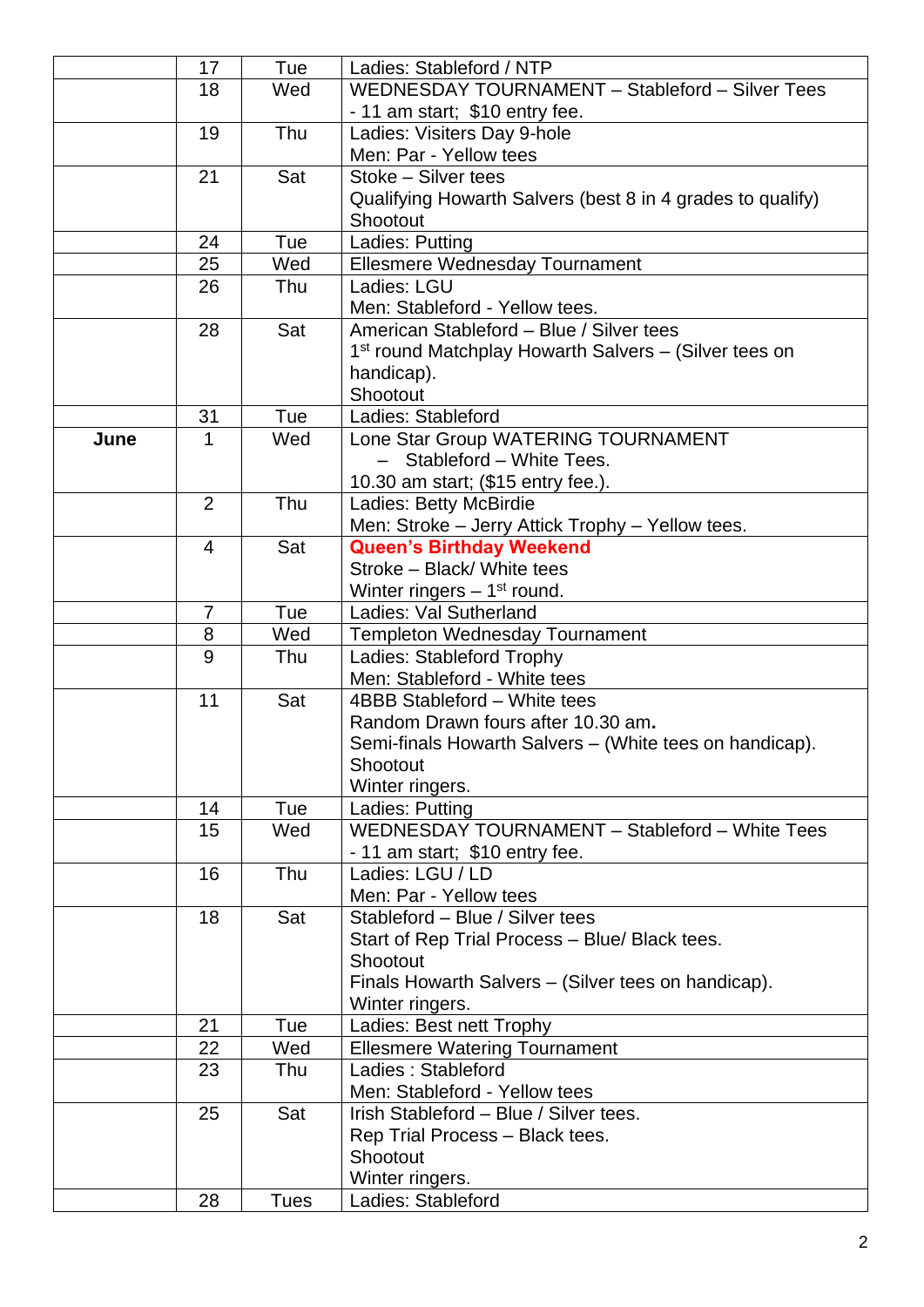| | | | |
|---|---|---|---|
| | 17 | Tue | Ladies: Stableford / NTP |
| | 18 | Wed | WEDNESDAY TOURNAMENT – Stableford – Silver Tees - 11 am start; $10 entry fee. |
| | 19 | Thu | Ladies: Visiters Day 9-hole<br>Men: Par - Yellow tees |
| | 21 | Sat | Stoke – Silver tees<br>Qualifying Howarth Salvers (best 8 in 4 grades to qualify)<br>Shootout |
| | 24 | Tue | Ladies: Putting |
| | 25 | Wed | Ellesmere Wednesday Tournament |
| | 26 | Thu | Ladies: LGU<br>Men: Stableford - Yellow tees. |
| | 28 | Sat | American Stableford – Blue / Silver tees<br>1st round Matchplay Howarth Salvers – (Silver tees on handicap).<br>Shootout |
| | 31 | Tue | Ladies: Stableford |
| **June** | 1 | Wed | Lone Star Group WATERING TOURNAMENT – Stableford – White Tees.<br>10.30 am start; ($15 entry fee.). |
| | 2 | Thu | Ladies: Betty McBirdie<br>Men: Stroke – Jerry Attick Trophy – Yellow tees. |
| | 4 | Sat | **Queen's Birthday Weekend**<br>Stroke – Black/ White tees<br>Winter ringers – 1st round. |
| | 7 | Tue | Ladies: Val Sutherland |
| | 8 | Wed | Templeton Wednesday Tournament |
| | 9 | Thu | Ladies: Stableford Trophy<br>Men: Stableford - White tees |
| | 11 | Sat | 4BBB Stableford – White tees<br>Random Drawn fours after 10.30 am.<br>Semi-finals Howarth Salvers – (White tees on handicap).<br>Shootout<br>Winter ringers. |
| | 14 | Tue | Ladies: Putting |
| | 15 | Wed | WEDNESDAY TOURNAMENT – Stableford – White Tees - 11 am start; $10 entry fee. |
| | 16 | Thu | Ladies: LGU / LD<br>Men: Par - Yellow tees |
| | 18 | Sat | Stableford – Blue / Silver tees<br>Start of Rep Trial Process – Blue/ Black tees.<br>Shootout<br>Finals Howarth Salvers – (Silver tees on handicap).<br>Winter ringers. |
| | 21 | Tue | Ladies: Best nett Trophy |
| | 22 | Wed | Ellesmere Watering Tournament |
| | 23 | Thu | Ladies : Stableford<br>Men: Stableford - Yellow tees |
| | 25 | Sat | Irish Stableford – Blue / Silver tees.<br>Rep Trial Process – Black tees.<br>Shootout<br>Winter ringers. |
| | 28 | Tues | Ladies: Stableford |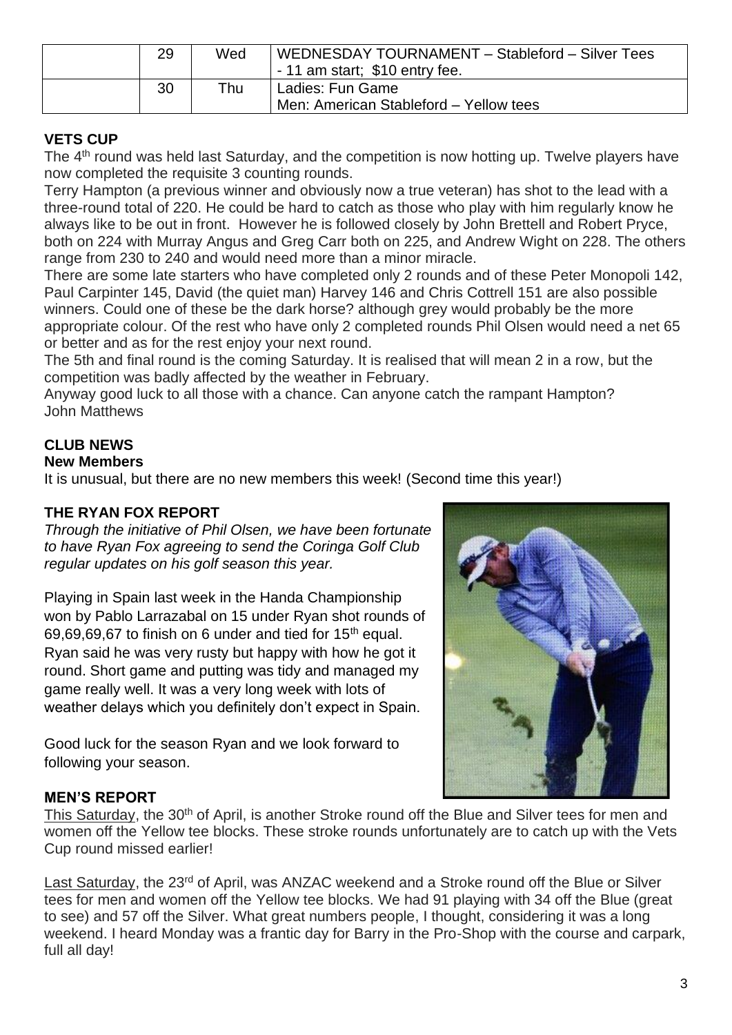|  | 29 | Wed | WEDNESDAY TOURNAMENT – Stableford – Silver Tees - 11 am start; $10 entry fee. |
|---|---|---|---|
|  | 30 | Thu | Ladies: Fun Game<br>Men: American Stableford – Yellow tees |

**VETS CUP**

The 4th round was held last Saturday, and the competition is now hotting up. Twelve players have now completed the requisite 3 counting rounds.

Terry Hampton (a previous winner and obviously now a true veteran) has shot to the lead with a three-round total of 220. He could be hard to catch as those who play with him regularly know he always like to be out in front. However he is followed closely by John Brettell and Robert Pryce, both on 224 with Murray Angus and Greg Carr both on 225, and Andrew Wight on 228. The others range from 230 to 240 and would need more than a minor miracle.

There are some late starters who have completed only 2 rounds and of these Peter Monopoli 142, Paul Carpinter 145, David (the quiet man) Harvey 146 and Chris Cottrell 151 are also possible winners. Could one of these be the dark horse? although grey would probably be the more appropriate colour. Of the rest who have only 2 completed rounds Phil Olsen would need a net 65 or better and as for the rest enjoy your next round.

The 5th and final round is the coming Saturday. It is realised that will mean 2 in a row, but the competition was badly affected by the weather in February.

Anyway good luck to all those with a chance. Can anyone catch the rampant Hampton?
John Matthews

**CLUB NEWS**

**New Members**

It is unusual, but there are no new members this week! (Second time this year!)

**THE RYAN FOX REPORT**

*Through the initiative of Phil Olsen, we have been fortunate to have Ryan Fox agreeing to send the Coringa Golf Club regular updates on his golf season this year.*

Playing in Spain last week in the Handa Championship won by Pablo Larrazabal on 15 under Ryan shot rounds of 69,69,69,67 to finish on 6 under and tied for 15th equal. Ryan said he was very rusty but happy with how he got it round. Short game and putting was tidy and managed my game really well. It was a very long week with lots of weather delays which you definitely don't expect in Spain.

Good luck for the season Ryan and we look forward to following your season.

**MEN'S REPORT**

This Saturday, the 30th of April, is another Stroke round off the Blue and Silver tees for men and women off the Yellow tee blocks. These stroke rounds unfortunately are to catch up with the Vets Cup round missed earlier!

Last Saturday, the 23rd of April, was ANZAC weekend and a Stroke round off the Blue or Silver tees for men and women off the Yellow tee blocks. We had 91 playing with 34 off the Blue (great to see) and 57 off the Silver. What great numbers people, I thought, considering it was a long weekend. I heard Monday was a frantic day for Barry in the Pro-Shop with the course and carpark, full all day!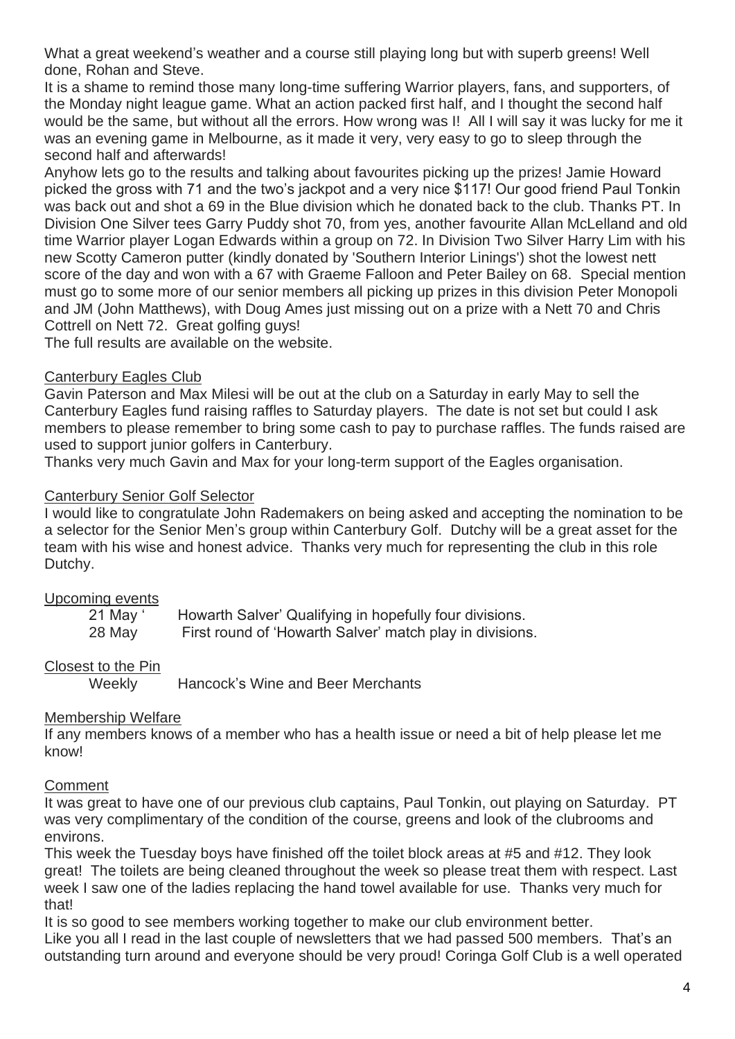What a great weekend's weather and a course still playing long but with superb greens! Well done, Rohan and Steve.

It is a shame to remind those many long-time suffering Warrior players, fans, and supporters, of the Monday night league game. What an action packed first half, and I thought the second half would be the same, but without all the errors. How wrong was I! All I will say it was lucky for me it was an evening game in Melbourne, as it made it very, very easy to go to sleep through the second half and afterwards!

Anyhow lets go to the results and talking about favourites picking up the prizes! Jamie Howard picked the gross with 71 and the two's jackpot and a very nice $117! Our good friend Paul Tonkin was back out and shot a 69 in the Blue division which he donated back to the club. Thanks PT. In Division One Silver tees Garry Puddy shot 70, from yes, another favourite Allan McLelland and old time Warrior player Logan Edwards within a group on 72. In Division Two Silver Harry Lim with his new Scotty Cameron putter (kindly donated by 'Southern Interior Linings') shot the lowest nett score of the day and won with a 67 with Graeme Falloon and Peter Bailey on 68. Special mention must go to some more of our senior members all picking up prizes in this division Peter Monopoli and JM (John Matthews), with Doug Ames just missing out on a prize with a Nett 70 and Chris Cottrell on Nett 72. Great golfing guys!

The full results are available on the website.

## Canterbury Eagles Club

Gavin Paterson and Max Milesi will be out at the club on a Saturday in early May to sell the Canterbury Eagles fund raising raffles to Saturday players. The date is not set but could I ask members to please remember to bring some cash to pay to purchase raffles. The funds raised are used to support junior golfers in Canterbury.

Thanks very much Gavin and Max for your long-term support of the Eagles organisation.

## Canterbury Senior Golf Selector

I would like to congratulate John Rademakers on being asked and accepting the nomination to be a selector for the Senior Men's group within Canterbury Golf. Dutchy will be a great asset for the team with his wise and honest advice. Thanks very much for representing the club in this role Dutchy.

## Upcoming events

| | |
|---|---|
| 21 May ' | Howarth Salver' Qualifying in hopefully four divisions. |
| 28 May | First round of 'Howarth Salver' match play in divisions. |

## Closest to the Pin

| | |
|---|---|
| Weekly | Hancock's Wine and Beer Merchants |

## Membership Welfare

If any members knows of a member who has a health issue or need a bit of help please let me know!

## Comment

It was great to have one of our previous club captains, Paul Tonkin, out playing on Saturday. PT was very complimentary of the condition of the course, greens and look of the clubrooms and environs.

This week the Tuesday boys have finished off the toilet block areas at #5 and #12. They look great! The toilets are being cleaned throughout the week so please treat them with respect. Last week I saw one of the ladies replacing the hand towel available for use. Thanks very much for that!

It is so good to see members working together to make our club environment better.

Like you all I read in the last couple of newsletters that we had passed 500 members. That's an outstanding turn around and everyone should be very proud! Coringa Golf Club is a well operated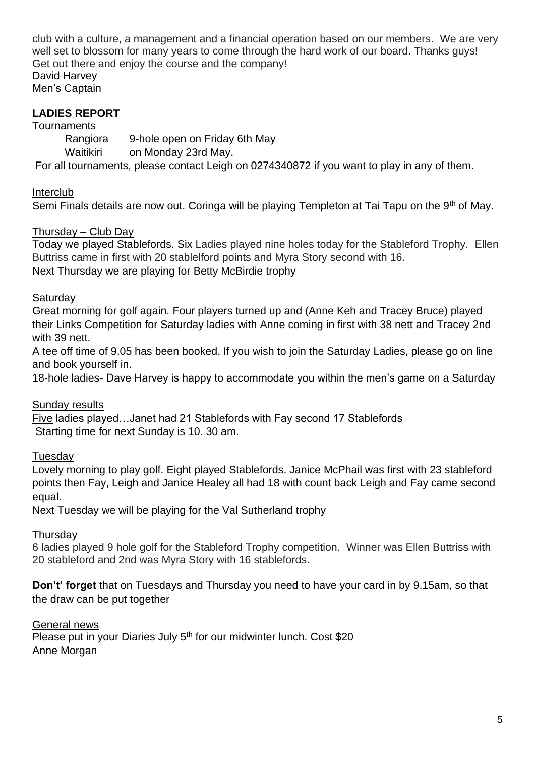club with a culture, a management and a financial operation based on our members. We are very well set to blossom for many years to come through the hard work of our board. Thanks guys! Get out there and enjoy the course and the company!
David Harvey
Men's Captain

**LADIES REPORT**

<u>Tournaments</u>

Rangiora 9-hole open on Friday 6th May
Waitikiri on Monday 23rd May.

For all tournaments, please contact Leigh on 0274340872 if you want to play in any of them.

<u>Interclub</u>

Semi Finals details are now out. Coringa will be playing Templeton at Tai Tapu on the 9th of May.

<u>Thursday – Club Day</u>

Today we played Stablefords. Six Ladies played nine holes today for the Stableford Trophy. Ellen Buttriss came in first with 20 stablelford points and Myra Story second with 16.
Next Thursday we are playing for Betty McBirdie trophy

<u>Saturday</u>

Great morning for golf again. Four players turned up and (Anne Keh and Tracey Bruce) played their Links Competition for Saturday ladies with Anne coming in first with 38 nett and Tracey 2nd with 39 nett.

A tee off time of 9.05 has been booked. If you wish to join the Saturday Ladies, please go on line and book yourself in.

18-hole ladies- Dave Harvey is happy to accommodate you within the men's game on a Saturday

<u>Sunday results</u>

<u>Five</u> ladies played…Janet had 21 Stablefords with Fay second 17 Stablefords
Starting time for next Sunday is 10. 30 am.

<u>Tuesday</u>

Lovely morning to play golf. Eight played Stablefords. Janice McPhail was first with 23 stableford points then Fay, Leigh and Janice Healey all had 18 with count back Leigh and Fay came second equal.

Next Tuesday we will be playing for the Val Sutherland trophy

<u>Thursday</u>

6 ladies played 9 hole golf for the Stableford Trophy competition. Winner was Ellen Buttriss with 20 stableford and 2nd was Myra Story with 16 stablefords.

**Don't' forget** that on Tuesdays and Thursday you need to have your card in by 9.15am, so that the draw can be put together

<u>General news</u>

Please put in your Diaries July 5th for our midwinter lunch. Cost $20
Anne Morgan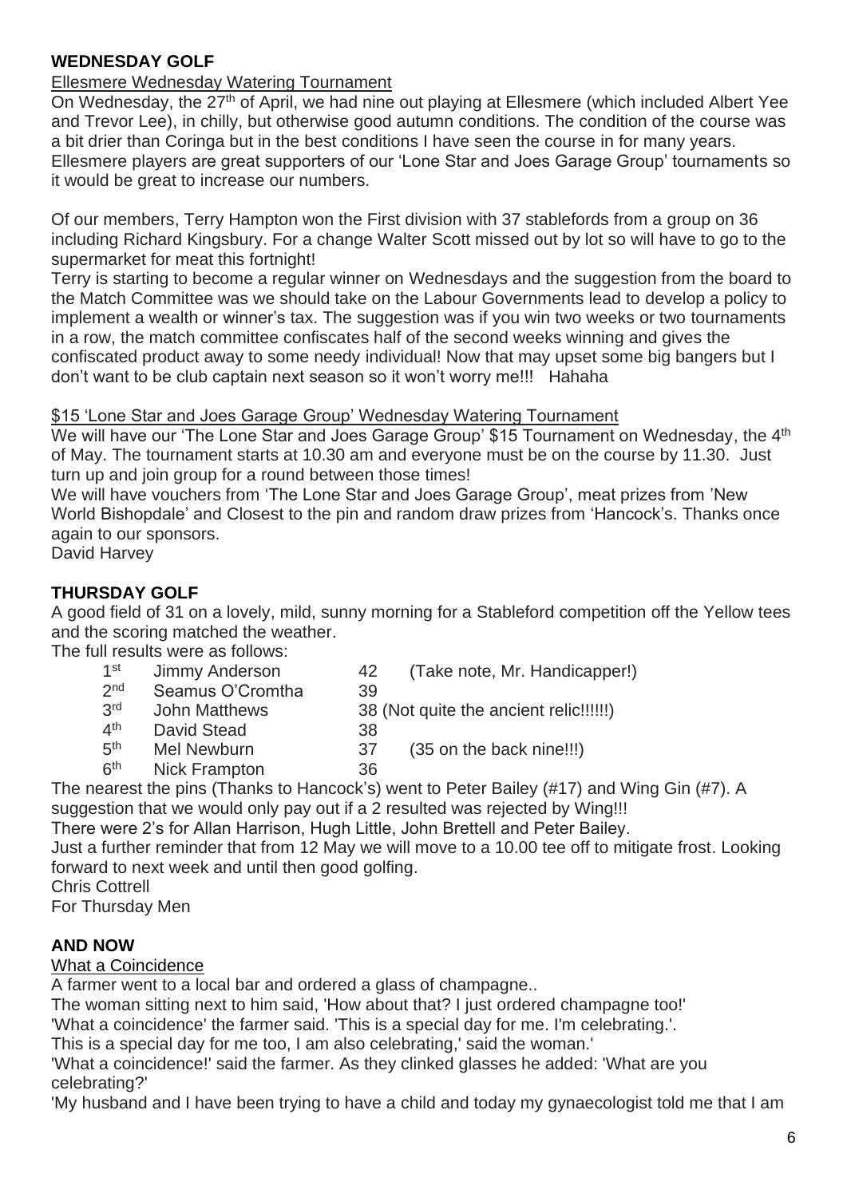## WEDNESDAY GOLF

Ellesmere Wednesday Watering Tournament

On Wednesday, the 27th of April, we had nine out playing at Ellesmere (which included Albert Yee and Trevor Lee), in chilly, but otherwise good autumn conditions. The condition of the course was a bit drier than Coringa but in the best conditions I have seen the course in for many years. Ellesmere players are great supporters of our 'Lone Star and Joes Garage Group' tournaments so it would be great to increase our numbers.

Of our members, Terry Hampton won the First division with 37 stablefords from a group on 36 including Richard Kingsbury. For a change Walter Scott missed out by lot so will have to go to the supermarket for meat this fortnight!

Terry is starting to become a regular winner on Wednesdays and the suggestion from the board to the Match Committee was we should take on the Labour Governments lead to develop a policy to implement a wealth or winner's tax. The suggestion was if you win two weeks or two tournaments in a row, the match committee confiscates half of the second weeks winning and gives the confiscated product away to some needy individual! Now that may upset some big bangers but I don't want to be club captain next season so it won't worry me!!! Hahaha

\$15 'Lone Star and Joes Garage Group' Wednesday Watering Tournament

We will have our 'The Lone Star and Joes Garage Group' \$15 Tournament on Wednesday, the 4th of May. The tournament starts at 10.30 am and everyone must be on the course by 11.30. Just turn up and join group for a round between those times!

We will have vouchers from 'The Lone Star and Joes Garage Group', meat prizes from 'New World Bishopdale' and Closest to the pin and random draw prizes from 'Hancock's. Thanks once again to our sponsors.

David Harvey

## THURSDAY GOLF

A good field of 31 on a lovely, mild, sunny morning for a Stableford competition off the Yellow tees and the scoring matched the weather.

The full results were as follows:

| | | | |
|---|---|---|---|
| 1st | Jimmy Anderson | 42 | (Take note, Mr. Handicapper!) |
| 2nd | Seamus O'Cromtha | 39 | |
| 3rd | John Matthews | 38 (Not quite the ancient relic!!!!!!) | |
| 4th | David Stead | 38 | |
| 5th | Mel Newburn | 37 | (35 on the back nine!!!) |
| 6th | Nick Frampton | 36 | |

The nearest the pins (Thanks to Hancock's) went to Peter Bailey (#17) and Wing Gin (#7). A suggestion that we would only pay out if a 2 resulted was rejected by Wing!!!

There were 2's for Allan Harrison, Hugh Little, John Brettell and Peter Bailey.

Just a further reminder that from 12 May we will move to a 10.00 tee off to mitigate frost. Looking forward to next week and until then good golfing.

Chris Cottrell
For Thursday Men

## AND NOW

What a Coincidence

A farmer went to a local bar and ordered a glass of champagne..

The woman sitting next to him said, 'How about that? I just ordered champagne too!'

'What a coincidence' the farmer said. 'This is a special day for me. I'm celebrating.'.

This is a special day for me too, I am also celebrating,' said the woman.'

'What a coincidence!' said the farmer. As they clinked glasses he added: 'What are you celebrating?'

'My husband and I have been trying to have a child and today my gynaecologist told me that I am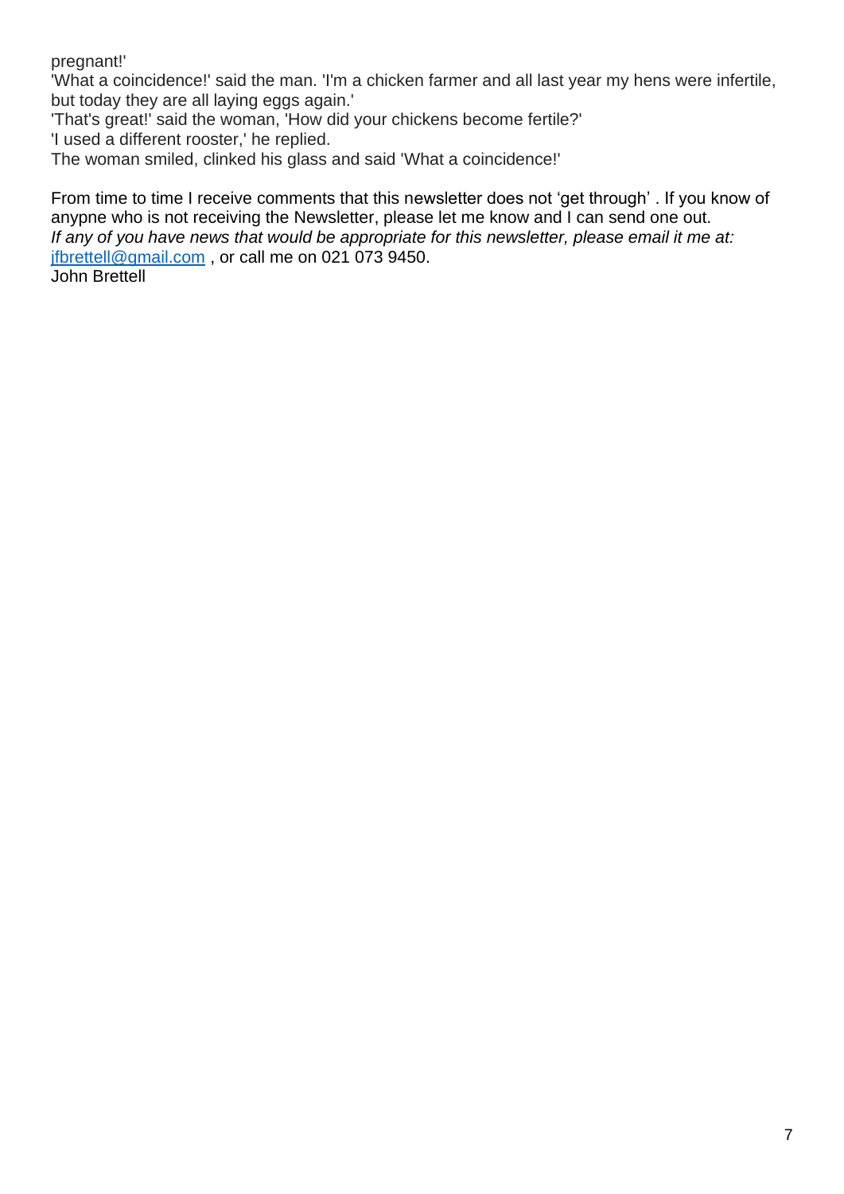pregnant!'

'What a coincidence!' said the man. 'I'm a chicken farmer and all last year my hens were infertile, but today they are all laying eggs again.'

'That's great!' said the woman, 'How did your chickens become fertile?'

'I used a different rooster,' he replied.

The woman smiled, clinked his glass and said 'What a coincidence!'

From time to time I receive comments that this newsletter does not 'get through' . If you know of anypne who is not receiving the Newsletter, please let me know and I can send one out.

*If any of you have news that would be appropriate for this newsletter, please email it me at:* jfbrettell@gmail.com , or call me on 021 073 9450.

John Brettell